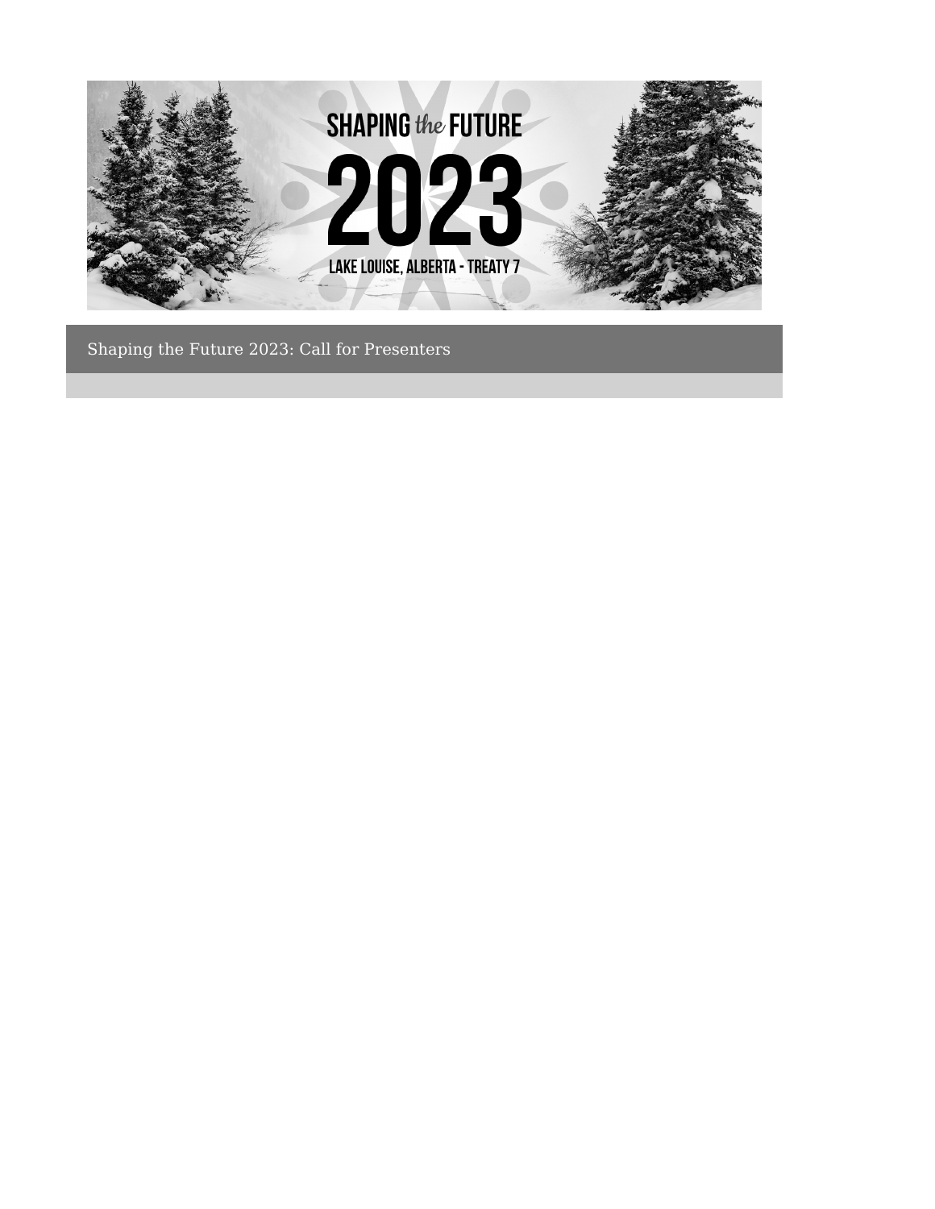SHAPING *the* FUTURE

2023

LAKE LOUISE, ALBERTA - TREATY 7

# Shaping the Future 2023: Call for Presenters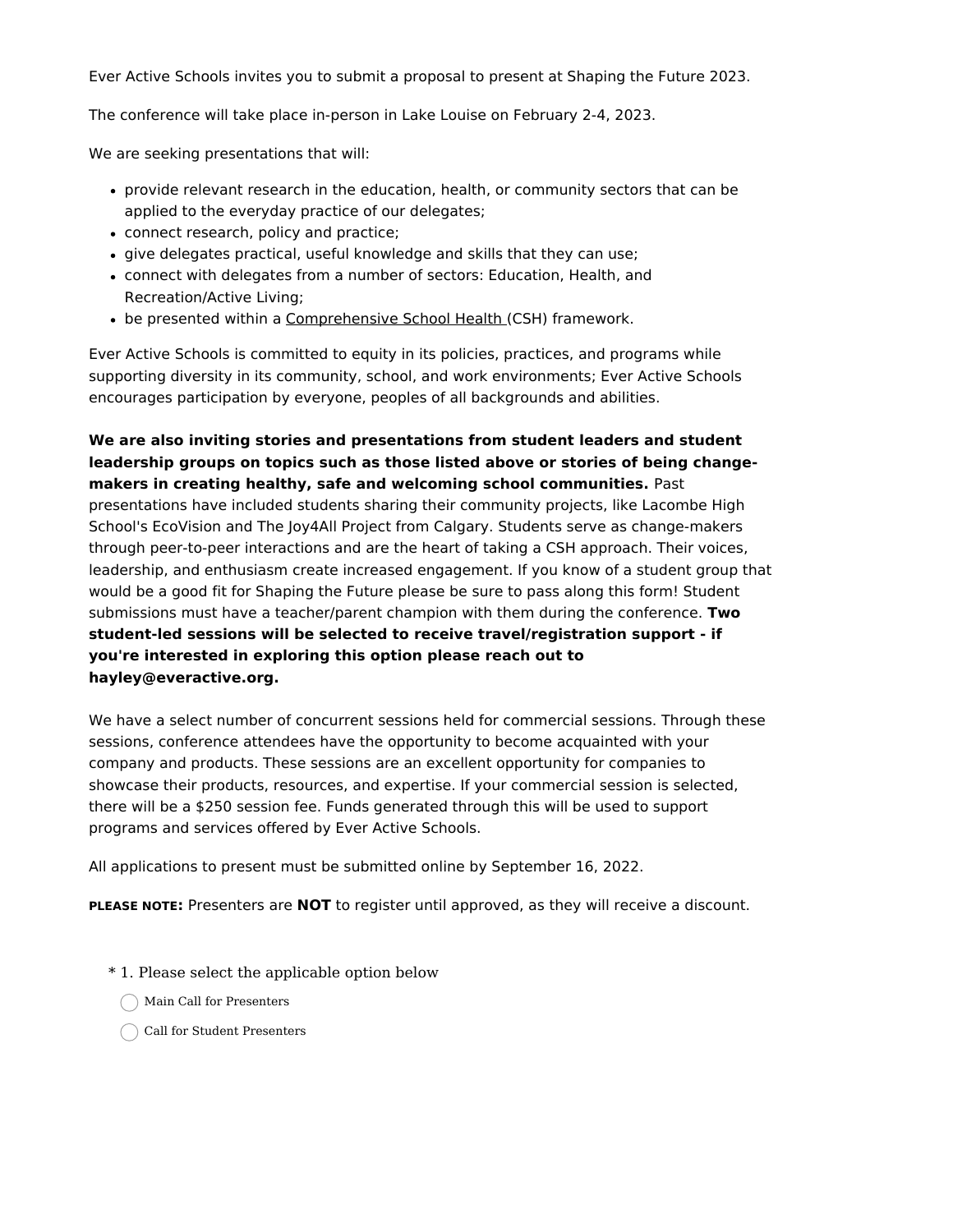Ever Active Schools invites you to submit a proposal to present at Shaping the Future 2023.

The conference will take place in-person in Lake Louise on February 2-4, 2023.

We are seeking presentations that will:

- provide relevant research in the education, health, or community sectors that can be applied to the everyday practice of our delegates;
- connect research, policy and practice;
- give delegates practical, useful knowledge and skills that they can use;
- connect with delegates from a number of sectors: Education, Health, and Recreation/Active Living;
- be presented within a Comprehensive School Health (CSH) framework.

Ever Active Schools is committed to equity in its policies, practices, and programs while supporting diversity in its community, school, and work environments; Ever Active Schools encourages participation by everyone, peoples of all backgrounds and abilities.

**We are also inviting stories and presentations from student leaders and student leadership groups on topics such as those listed above or stories of being change-makers in creating healthy, safe and welcoming school communities.** Past presentations have included students sharing their community projects, like Lacombe High School's EcoVision and The Joy4All Project from Calgary. Students serve as change-makers through peer-to-peer interactions and are the heart of taking a CSH approach. Their voices, leadership, and enthusiasm create increased engagement. If you know of a student group that would be a good fit for Shaping the Future please be sure to pass along this form! Student submissions must have a teacher/parent champion with them during the conference. **Two student-led sessions will be selected to receive travel/registration support - if you're interested in exploring this option please reach out to hayley@everactive.org.**

We have a select number of concurrent sessions held for commercial sessions. Through these sessions, conference attendees have the opportunity to become acquainted with your company and products. These sessions are an excellent opportunity for companies to showcase their products, resources, and expertise. If your commercial session is selected, there will be a $250 session fee. Funds generated through this will be used to support programs and services offered by Ever Active Schools.

All applications to present must be submitted online by September 16, 2022.

**PLEASE NOTE:** Presenters are **NOT** to register until approved, as they will receive a discount.

\* 1. Please select the applicable option below

- ◯ Main Call for Presenters
- ◯ Call for Student Presenters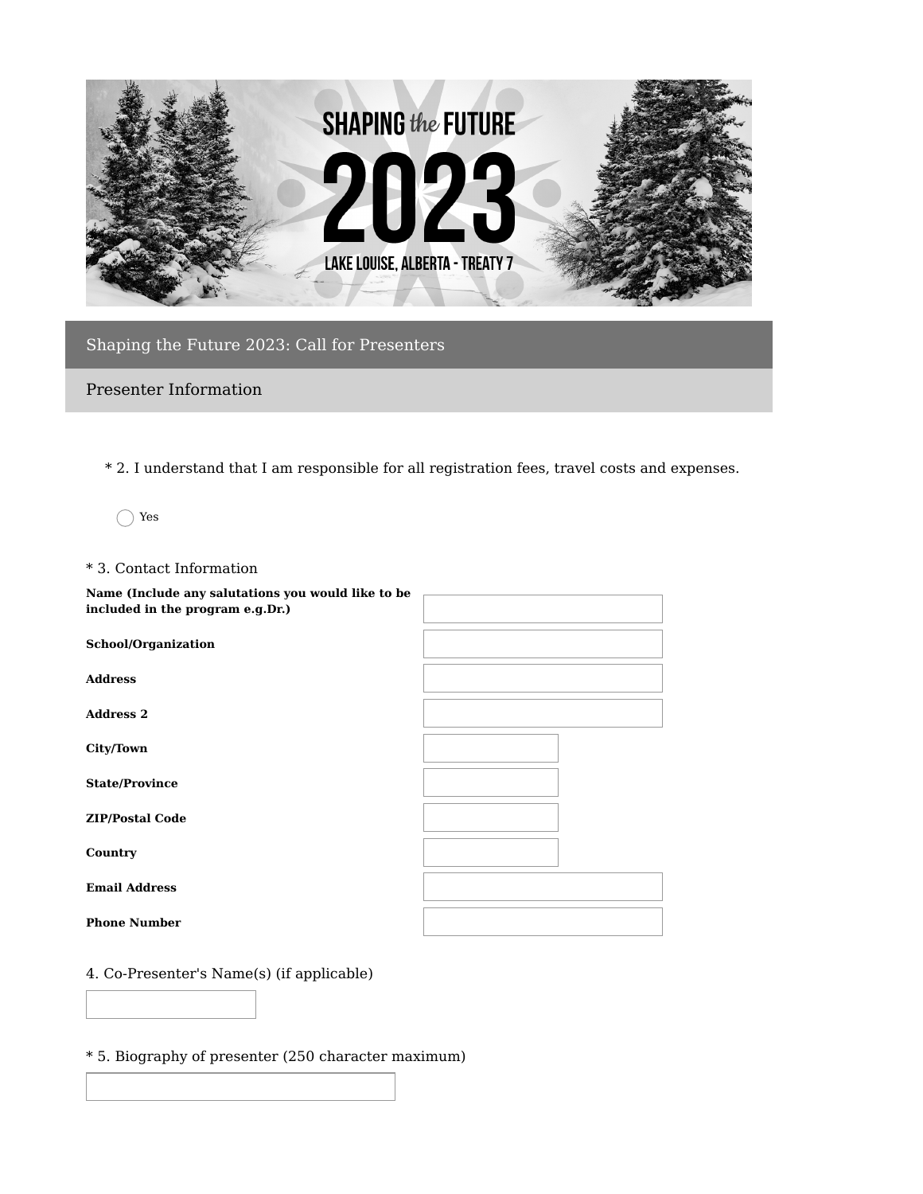SHAPING *the* FUTURE

2023

LAKE LOUISE, ALBERTA - TREATY 7

## Shaping the Future 2023: Call for Presenters

### Presenter Information

* 2. I understand that I am responsible for all registration fees, travel costs and expenses.

◯ Yes

* 3. Contact Information

| | |
|---|---|
| **Name (Include any salutations you would like to be included in the program e.g.Dr.)** | |
| **School/Organization** | |
| **Address** | |
| **Address 2** | |
| **City/Town** | |
| **State/Province** | |
| **ZIP/Postal Code** | |
| **Country** | |
| **Email Address** | |
| **Phone Number** | |

4. Co-Presenter's Name(s) (if applicable)

* 5. Biography of presenter (250 character maximum)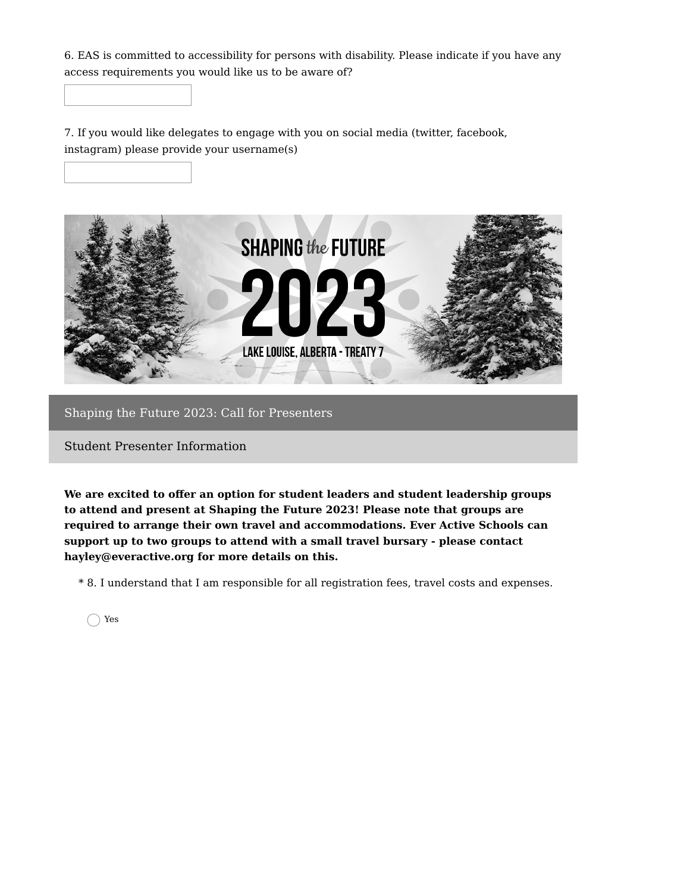6. EAS is committed to accessibility for persons with disability. Please indicate if you have any access requirements you would like us to be aware of?

7. If you would like delegates to engage with you on social media (twitter, facebook, instagram) please provide your username(s)

## Shaping the Future 2023: Call for Presenters

### Student Presenter Information

**We are excited to offer an option for student leaders and student leadership groups to attend and present at Shaping the Future 2023! Please note that groups are required to arrange their own travel and accommodations. Ever Active Schools can support up to two groups to attend with a small travel bursary - please contact hayley@everactive.org for more details on this.**

\* 8. I understand that I am responsible for all registration fees, travel costs and expenses.

- ◯ Yes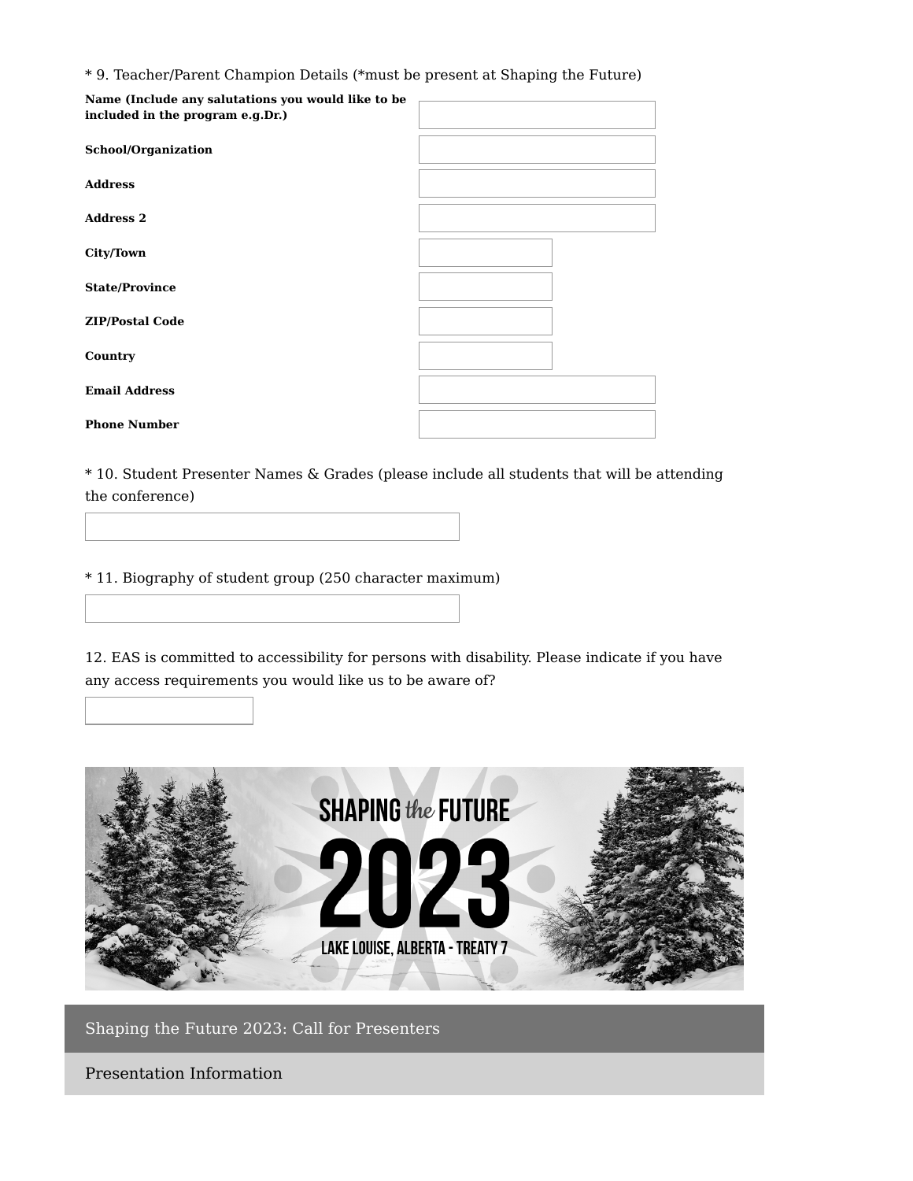* 9. Teacher/Parent Champion Details (*must be present at Shaping the Future)

| | |
|---|---|
| **Name (Include any salutations you would like to be included in the program e.g.Dr.)** | |
| **School/Organization** | |
| **Address** | |
| **Address 2** | |
| **City/Town** | |
| **State/Province** | |
| **ZIP/Postal Code** | |
| **Country** | |
| **Email Address** | |
| **Phone Number** | |

* 10. Student Presenter Names & Grades (please include all students that will be attending the conference)

* 11. Biography of student group (250 character maximum)

12. EAS is committed to accessibility for persons with disability. Please indicate if you have any access requirements you would like us to be aware of?

SHAPING *the* FUTURE 2023

LAKE LOUISE, ALBERTA - TREATY 7

## Shaping the Future 2023: Call for Presenters

### Presentation Information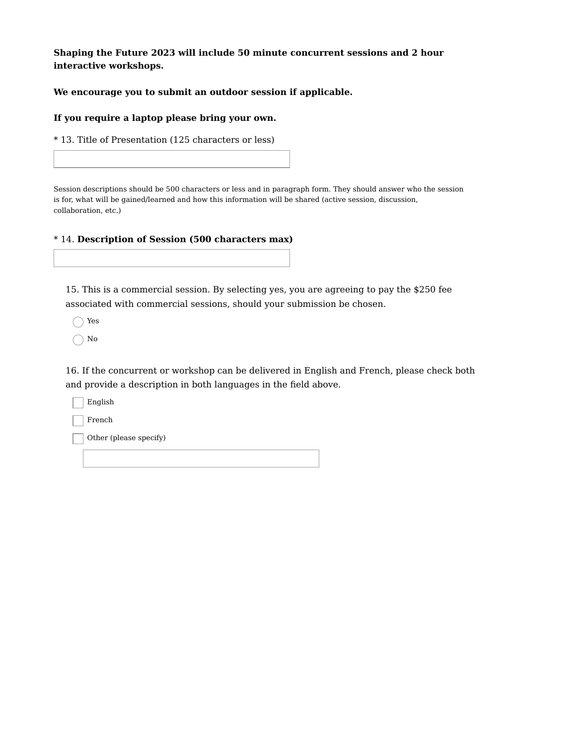**Shaping the Future 2023 will include 50 minute concurrent sessions and 2 hour interactive workshops.**

**We encourage you to submit an outdoor session if applicable.**

**If you require a laptop please bring your own.**

* 13. Title of Presentation (125 characters or less)

Session descriptions should be 500 characters or less and in paragraph form. They should answer who the session is for, what will be gained/learned and how this information will be shared (active session, discussion, collaboration, etc.)

* 14. **Description of Session (500 characters max)**

15. This is a commercial session. By selecting yes, you are agreeing to pay the $250 fee associated with commercial sessions, should your submission be chosen.

- ◯ Yes
- ◯ No

16. If the concurrent or workshop can be delivered in English and French, please check both and provide a description in both languages in the field above.

- ☐ English
- ☐ French
- ☐ Other (please specify)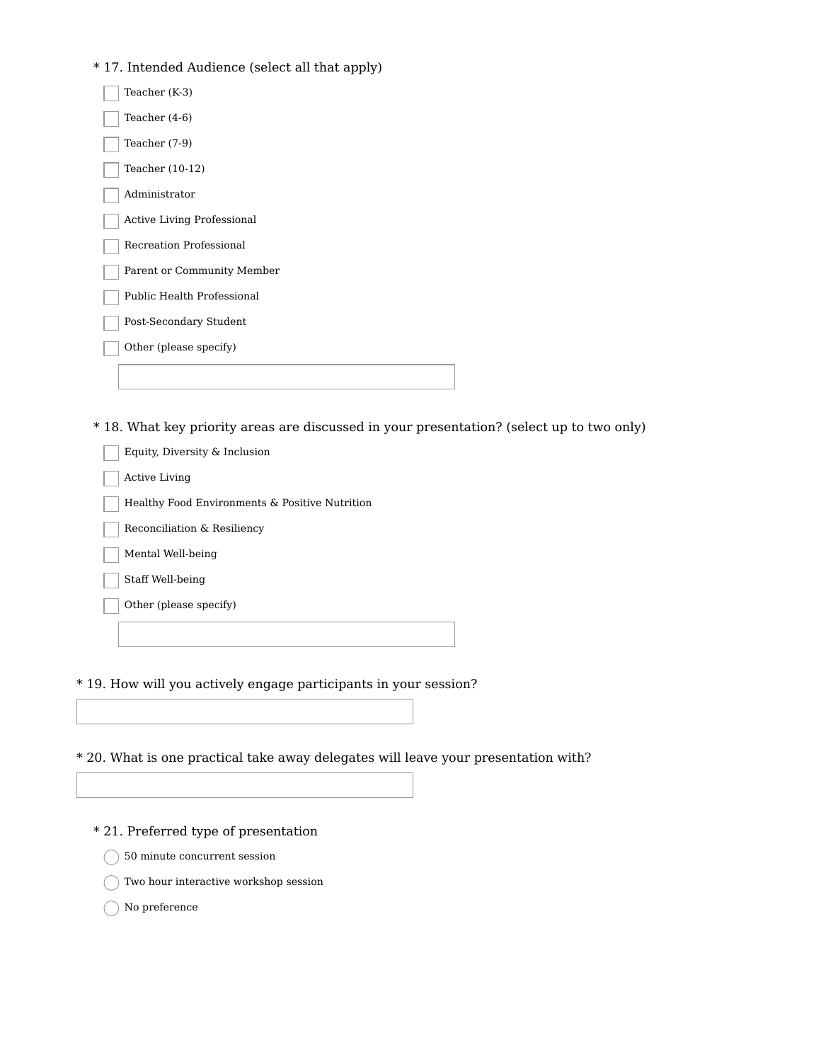\* 17. Intended Audience (select all that apply)

- [ ] Teacher (K-3)
- [ ] Teacher (4-6)
- [ ] Teacher (7-9)
- [ ] Teacher (10-12)
- [ ] Administrator
- [ ] Active Living Professional
- [ ] Recreation Professional
- [ ] Parent or Community Member
- [ ] Public Health Professional
- [ ] Post-Secondary Student
- [ ] Other (please specify)

\* 18. What key priority areas are discussed in your presentation? (select up to two only)

- [ ] Equity, Diversity & Inclusion
- [ ] Active Living
- [ ] Healthy Food Environments & Positive Nutrition
- [ ] Reconciliation & Resiliency
- [ ] Mental Well-being
- [ ] Staff Well-being
- [ ] Other (please specify)

\* 19. How will you actively engage participants in your session?

\* 20. What is one practical take away delegates will leave your presentation with?

\* 21. Preferred type of presentation

- ○ 50 minute concurrent session
- ○ Two hour interactive workshop session
- ○ No preference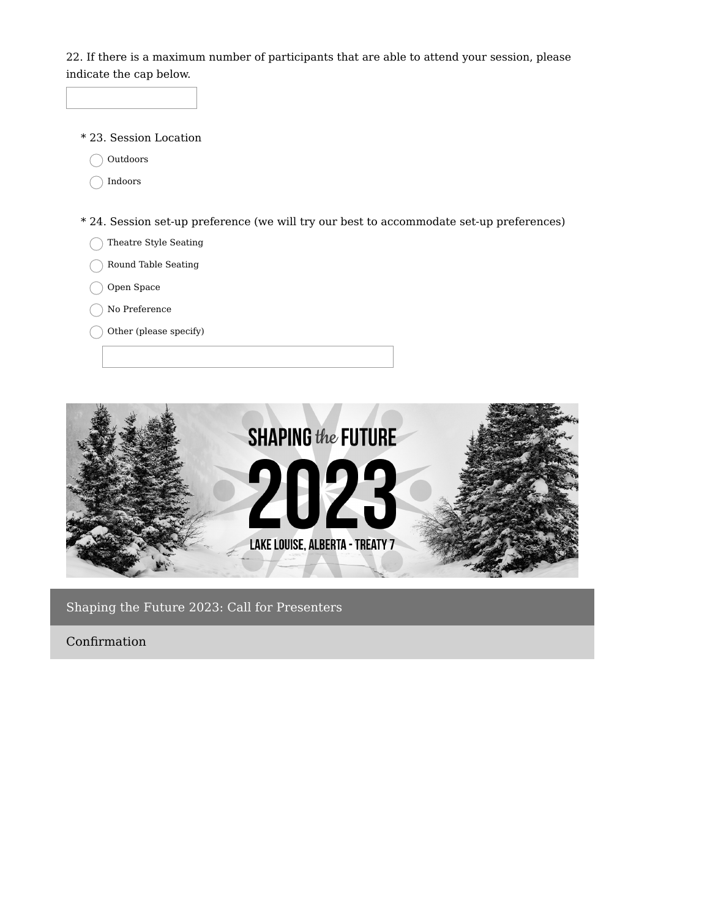22. If there is a maximum number of participants that are able to attend your session, please indicate the cap below.

* 23. Session Location

- Outdoors
- Indoors

* 24. Session set-up preference (we will try our best to accommodate set-up preferences)

- Theatre Style Seating
- Round Table Seating
- Open Space
- No Preference
- Other (please specify)

SHAPING *the* FUTURE 2023

LAKE LOUISE, ALBERTA - TREATY 7

## Shaping the Future 2023: Call for Presenters

### Confirmation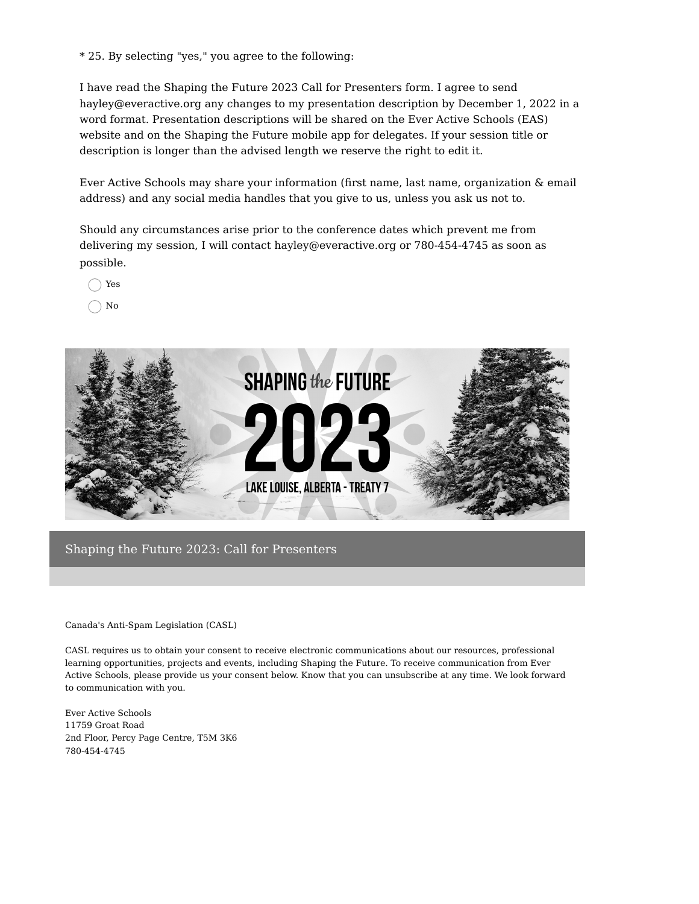\* 25. By selecting "yes," you agree to the following:

I have read the Shaping the Future 2023 Call for Presenters form. I agree to send hayley@everactive.org any changes to my presentation description by December 1, 2022 in a word format. Presentation descriptions will be shared on the Ever Active Schools (EAS) website and on the Shaping the Future mobile app for delegates. If your session title or description is longer than the advised length we reserve the right to edit it.

Ever Active Schools may share your information (first name, last name, organization & email address) and any social media handles that you give to us, unless you ask us not to.

Should any circumstances arise prior to the conference dates which prevent me from delivering my session, I will contact hayley@everactive.org or 780-454-4745 as soon as possible.

- ◯ Yes
- ◯ No

SHAPING the FUTURE 2023

LAKE LOUISE, ALBERTA - TREATY 7

## Shaping the Future 2023: Call for Presenters

Canada's Anti-Spam Legislation (CASL)

CASL requires us to obtain your consent to receive electronic communications about our resources, professional learning opportunities, projects and events, including Shaping the Future. To receive communication from Ever Active Schools, please provide us your consent below. Know that you can unsubscribe at any time. We look forward to communication with you.

Ever Active Schools
11759 Groat Road
2nd Floor, Percy Page Centre, T5M 3K6
780-454-4745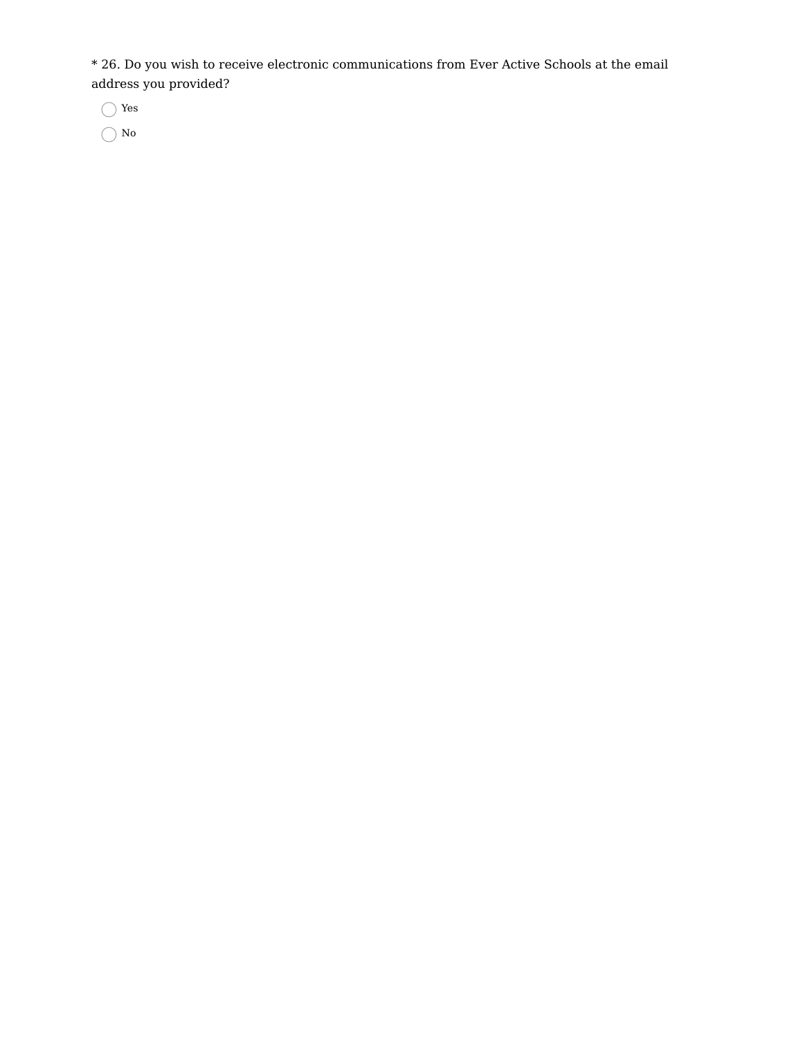* 26. Do you wish to receive electronic communications from Ever Active Schools at the email address you provided?

- Yes
- No